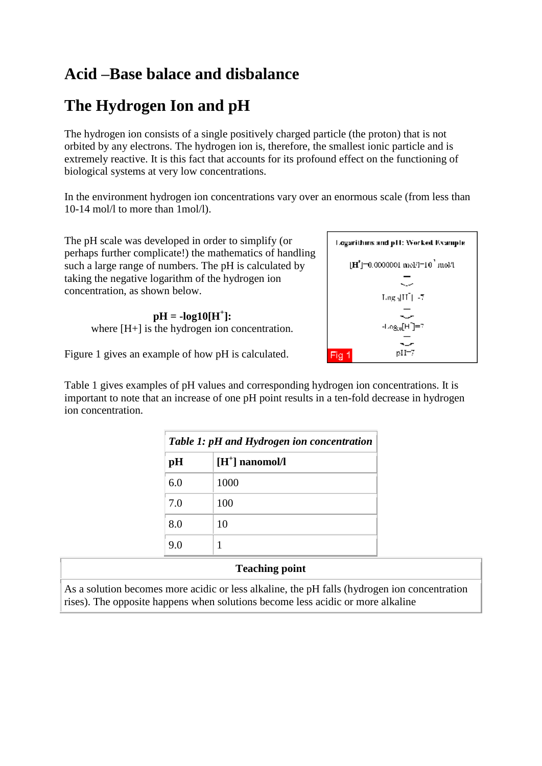# Acid –Base balace and disbalance

# The Hydrogen Ion and pH

The hydrogen ion consists of a single positively charged particle (the proton) that is not orbited by any electrons. The hydrogen ion is, therefore, the smallest ionic particle and is extremely reactive. It is this fact that accounts for its profound effect on the functioning of biological systems at very low concentrations.

In the environment hydrogen ion concentrations vary over an enormous scale (from less than 10-14 mol/l to more than 1mol/l).

The pH scale was developed in order to simplify (or perhaps further complicate!) the mathematics of handling such a large range of numbers. The pH is calculated by taking the negative logarithm of the hydrogen ion concentration, as shown below.

$$\mathbf{pH = -log10[H^+]:}$$

where [H+] is the hydrogen ion concentration.

Figure 1 gives an example of how pH is calculated.

Logarithms and pH: Worked Example

$[H^+]=0.0000001$ mol/l$=10^{-7}$ mol/l

$Log_{10}[H^+] = -7$

$-Log_{10}[H^+]=7$

pH=7

Fig 1

Table 1 gives examples of pH values and corresponding hydrogen ion concentrations. It is important to note that an increase of one pH point results in a ten-fold decrease in hydrogen ion concentration.

| ***Table 1: pH and Hydrogen ion concentration*** | |
|---|---|
| **pH** | **$[H^+]$ nanomol/l** |
| 6.0 | 1000 |
| 7.0 | 100 |
| 8.0 | 10 |
| 9.0 | 1 |

| **Teaching point** |
|---|
| As a solution becomes more acidic or less alkaline, the pH falls (hydrogen ion concentration rises). The opposite happens when solutions become less acidic or more alkaline |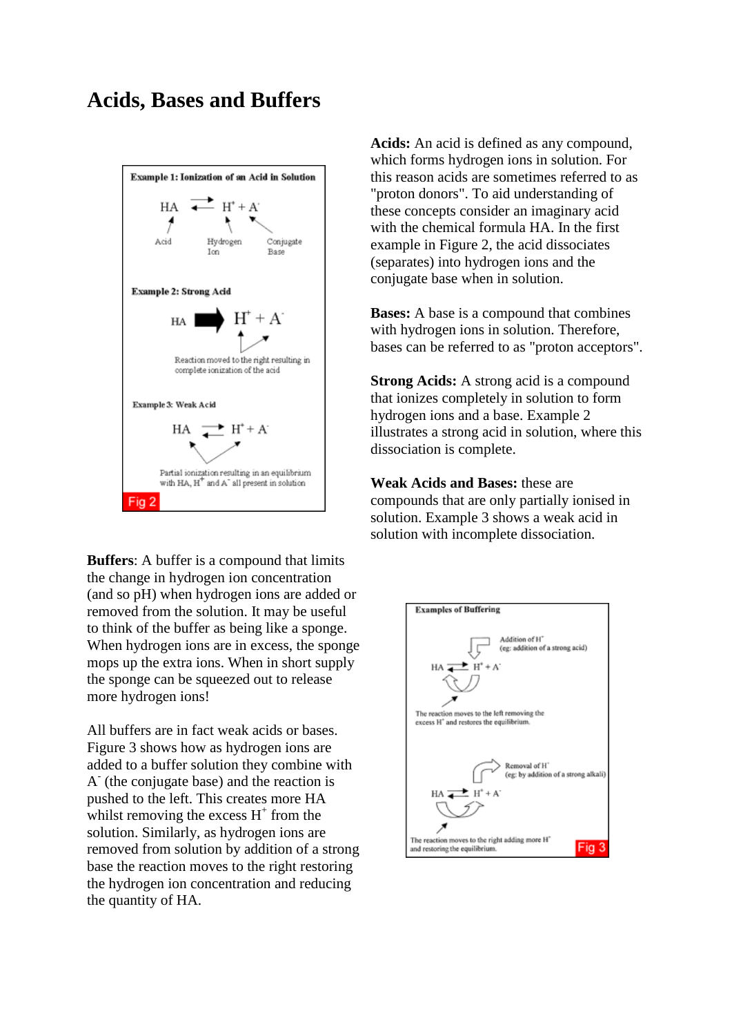# Acids, Bases and Buffers

**Acids:** An acid is defined as any compound, which forms hydrogen ions in solution. For this reason acids are sometimes referred to as "proton donors". To aid understanding of these concepts consider an imaginary acid with the chemical formula HA. In the first example in Figure 2, the acid dissociates (separates) into hydrogen ions and the conjugate base when in solution.

**Bases:** A base is a compound that combines with hydrogen ions in solution. Therefore, bases can be referred to as "proton acceptors".

**Strong Acids:** A strong acid is a compound that ionizes completely in solution to form hydrogen ions and a base. Example 2 illustrates a strong acid in solution, where this dissociation is complete.

**Weak Acids and Bases:** these are compounds that are only partially ionised in solution. Example 3 shows a weak acid in solution with incomplete dissociation.

**Example 1: Ionization of an Acid in Solution**

$$HA \rightleftarrows H^+ + A^-$$

Acid — Hydrogen Ion — Conjugate Base

**Example 2: Strong Acid**

$$HA \rightarrow H^+ + A^-$$

Reaction moved to the right resulting in complete ionization of the acid

**Example 3: Weak Acid**

$$HA \rightleftarrows H^+ + A^-$$

Partial ionization resulting in an equilibrium with HA, $H^+$ and $A^-$ all present in solution

Fig 2

**Buffers**: A buffer is a compound that limits the change in hydrogen ion concentration (and so pH) when hydrogen ions are added or removed from the solution. It may be useful to think of the buffer as being like a sponge. When hydrogen ions are in excess, the sponge mops up the extra ions. When in short supply the sponge can be squeezed out to release more hydrogen ions!

All buffers are in fact weak acids or bases. Figure 3 shows how as hydrogen ions are added to a buffer solution they combine with $A^-$ (the conjugate base) and the reaction is pushed to the left. This creates more HA whilst removing the excess $H^+$ from the solution. Similarly, as hydrogen ions are removed from solution by addition of a strong base the reaction moves to the right restoring the hydrogen ion concentration and reducing the quantity of HA.

**Examples of Buffering**

Addition of $H^+$ (eg: addition of a strong acid)

$$HA \rightleftarrows H^+ + A^-$$

The reaction moves to the left removing the excess $H^+$ and restores the equilibrium.

Removal of $H^+$ (eg: by addition of a strong alkali)

$$HA \rightleftarrows H^+ + A^-$$

The reaction moves to the right adding more $H^+$ and restoring the equilibrium.

Fig 3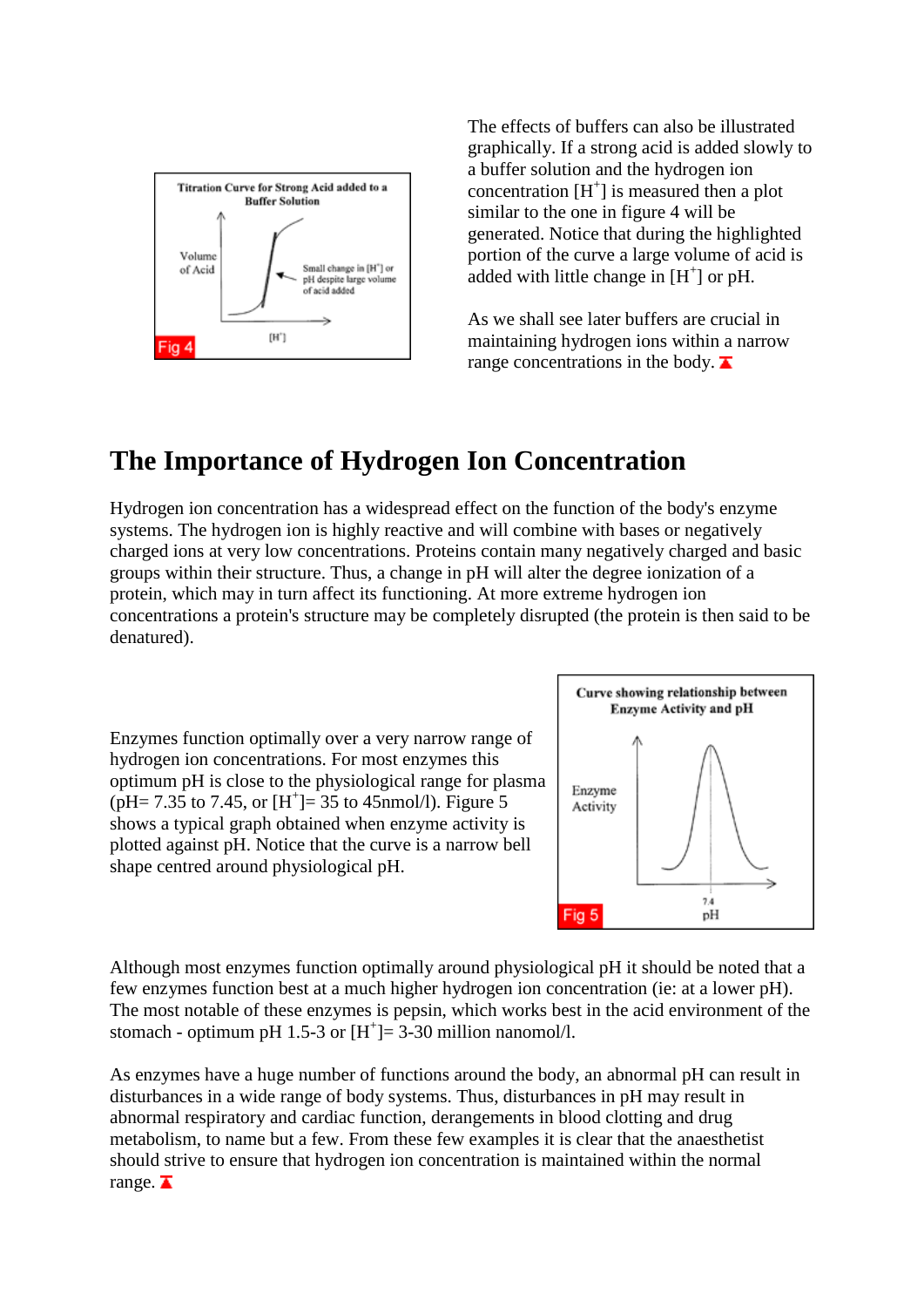The effects of buffers can also be illustrated graphically. If a strong acid is added slowly to a buffer solution and the hydrogen ion concentration $[H^+]$ is measured then a plot similar to the one in figure 4 will be generated. Notice that during the highlighted portion of the curve a large volume of acid is added with little change in $[H^+]$ or pH.

As we shall see later buffers are crucial in maintaining hydrogen ions within a narrow range concentrations in the body.

## The Importance of Hydrogen Ion Concentration

Hydrogen ion concentration has a widespread effect on the function of the body's enzyme systems. The hydrogen ion is highly reactive and will combine with bases or negatively charged ions at very low concentrations. Proteins contain many negatively charged and basic groups within their structure. Thus, a change in pH will alter the degree ionization of a protein, which may in turn affect its functioning. At more extreme hydrogen ion concentrations a protein's structure may be completely disrupted (the protein is then said to be denatured).

Enzymes function optimally over a very narrow range of hydrogen ion concentrations. For most enzymes this optimum pH is close to the physiological range for plasma (pH= 7.35 to 7.45, or $[H^+]$= 35 to 45nmol/l). Figure 5 shows a typical graph obtained when enzyme activity is plotted against pH. Notice that the curve is a narrow bell shape centred around physiological pH.

Although most enzymes function optimally around physiological pH it should be noted that a few enzymes function best at a much higher hydrogen ion concentration (ie: at a lower pH). The most notable of these enzymes is pepsin, which works best in the acid environment of the stomach - optimum pH 1.5-3 or $[H^+]$= 3-30 million nanomol/l.

As enzymes have a huge number of functions around the body, an abnormal pH can result in disturbances in a wide range of body systems. Thus, disturbances in pH may result in abnormal respiratory and cardiac function, derangements in blood clotting and drug metabolism, to name but a few. From these few examples it is clear that the anaesthetist should strive to ensure that hydrogen ion concentration is maintained within the normal range.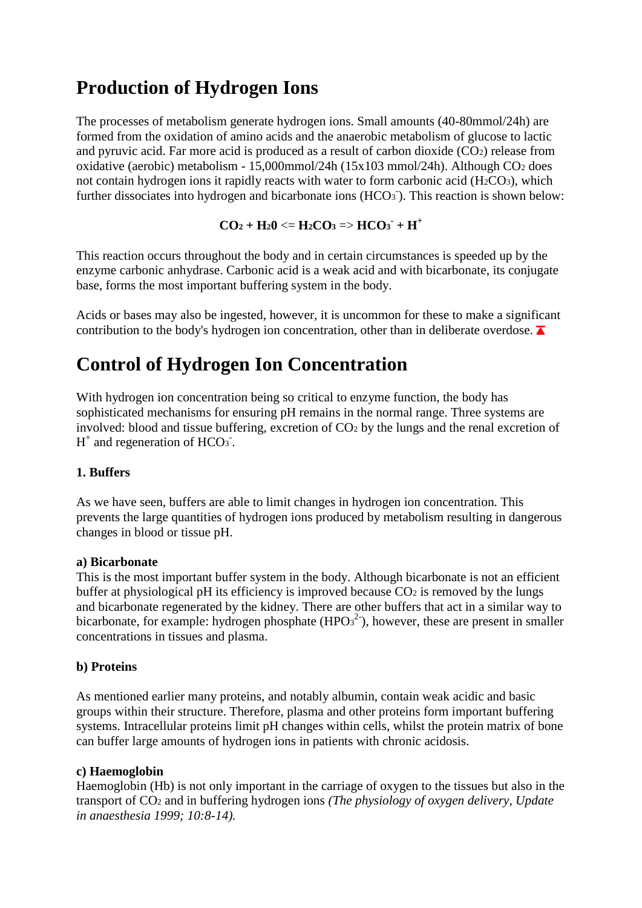# Production of Hydrogen Ions

The processes of metabolism generate hydrogen ions. Small amounts (40-80mmol/24h) are formed from the oxidation of amino acids and the anaerobic metabolism of glucose to lactic and pyruvic acid. Far more acid is produced as a result of carbon dioxide ($CO_2$) release from oxidative (aerobic) metabolism - 15,000mmol/24h (15x103 mmol/24h). Although $CO_2$ does not contain hydrogen ions it rapidly reacts with water to form carbonic acid ($H_2CO_3$), which further dissociates into hydrogen and bicarbonate ions ($HCO_3^-$). This reaction is shown below:

$$\mathbf{CO_2 + H_20 \Leftarrow H_2CO_3 \Rightarrow HCO_3^- + H^+}$$

This reaction occurs throughout the body and in certain circumstances is speeded up by the enzyme carbonic anhydrase. Carbonic acid is a weak acid and with bicarbonate, its conjugate base, forms the most important buffering system in the body.

Acids or bases may also be ingested, however, it is uncommon for these to make a significant contribution to the body's hydrogen ion concentration, other than in deliberate overdose.

# Control of Hydrogen Ion Concentration

With hydrogen ion concentration being so critical to enzyme function, the body has sophisticated mechanisms for ensuring pH remains in the normal range. Three systems are involved: blood and tissue buffering, excretion of $CO_2$ by the lungs and the renal excretion of $H^+$ and regeneration of $HCO_3^-$.

### 1. Buffers

As we have seen, buffers are able to limit changes in hydrogen ion concentration. This prevents the large quantities of hydrogen ions produced by metabolism resulting in dangerous changes in blood or tissue pH.

**a) Bicarbonate**
This is the most important buffer system in the body. Although bicarbonate is not an efficient buffer at physiological pH its efficiency is improved because $CO_2$ is removed by the lungs and bicarbonate regenerated by the kidney. There are other buffers that act in a similar way to bicarbonate, for example: hydrogen phosphate ($HPO_3^{2-}$), however, these are present in smaller concentrations in tissues and plasma.

**b) Proteins**

As mentioned earlier many proteins, and notably albumin, contain weak acidic and basic groups within their structure. Therefore, plasma and other proteins form important buffering systems. Intracellular proteins limit pH changes within cells, whilst the protein matrix of bone can buffer large amounts of hydrogen ions in patients with chronic acidosis.

**c) Haemoglobin**
Haemoglobin (Hb) is not only important in the carriage of oxygen to the tissues but also in the transport of $CO_2$ and in buffering hydrogen ions *(The physiology of oxygen delivery, Update in anaesthesia 1999; 10:8-14).*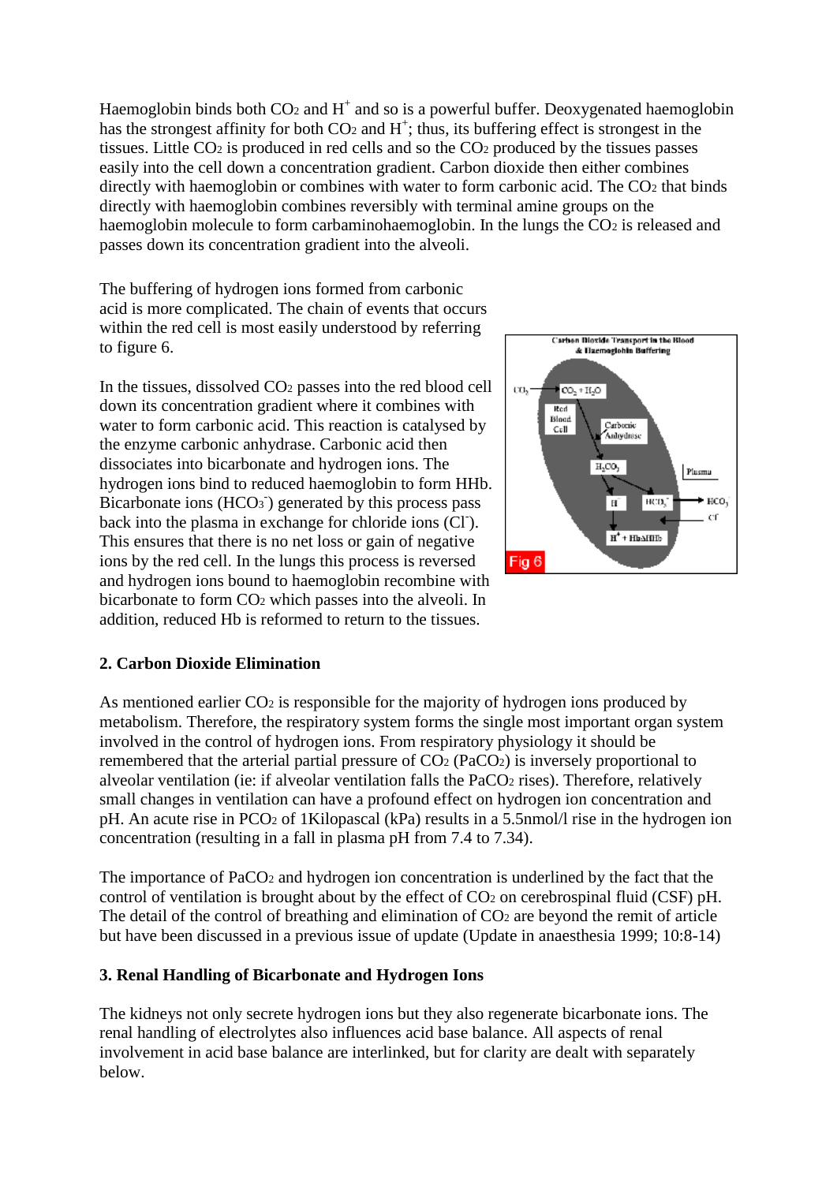Haemoglobin binds both $CO_2$ and $H^+$ and so is a powerful buffer. Deoxygenated haemoglobin has the strongest affinity for both $CO_2$ and $H^+$; thus, its buffering effect is strongest in the tissues. Little $CO_2$ is produced in red cells and so the $CO_2$ produced by the tissues passes easily into the cell down a concentration gradient. Carbon dioxide then either combines directly with haemoglobin or combines with water to form carbonic acid. The $CO_2$ that binds directly with haemoglobin combines reversibly with terminal amine groups on the haemoglobin molecule to form carbaminohaemoglobin. In the lungs the $CO_2$ is released and passes down its concentration gradient into the alveoli.

The buffering of hydrogen ions formed from carbonic acid is more complicated. The chain of events that occurs within the red cell is most easily understood by referring to figure 6.

In the tissues, dissolved $CO_2$ passes into the red blood cell down its concentration gradient where it combines with water to form carbonic acid. This reaction is catalysed by the enzyme carbonic anhydrase. Carbonic acid then dissociates into bicarbonate and hydrogen ions. The hydrogen ions bind to reduced haemoglobin to form HHb. Bicarbonate ions ($HCO_3^-$) generated by this process pass back into the plasma in exchange for chloride ions ($Cl^-$). This ensures that there is no net loss or gain of negative ions by the red cell. In the lungs this process is reversed and hydrogen ions bound to haemoglobin recombine with bicarbonate to form $CO_2$ which passes into the alveoli. In addition, reduced Hb is reformed to return to the tissues.

Carbon Dioxide Transport in the Blood & Haemoglobin Buffering

Fig 6

## 2. Carbon Dioxide Elimination

As mentioned earlier $CO_2$ is responsible for the majority of hydrogen ions produced by metabolism. Therefore, the respiratory system forms the single most important organ system involved in the control of hydrogen ions. From respiratory physiology it should be remembered that the arterial partial pressure of $CO_2$ ($PaCO_2$) is inversely proportional to alveolar ventilation (ie: if alveolar ventilation falls the $PaCO_2$ rises). Therefore, relatively small changes in ventilation can have a profound effect on hydrogen ion concentration and pH. An acute rise in $PCO_2$ of 1Kilopascal (kPa) results in a 5.5nmol/l rise in the hydrogen ion concentration (resulting in a fall in plasma pH from 7.4 to 7.34).

The importance of $PaCO_2$ and hydrogen ion concentration is underlined by the fact that the control of ventilation is brought about by the effect of $CO_2$ on cerebrospinal fluid (CSF) pH. The detail of the control of breathing and elimination of $CO_2$ are beyond the remit of article but have been discussed in a previous issue of update (Update in anaesthesia 1999; 10:8-14)

## 3. Renal Handling of Bicarbonate and Hydrogen Ions

The kidneys not only secrete hydrogen ions but they also regenerate bicarbonate ions. The renal handling of electrolytes also influences acid base balance. All aspects of renal involvement in acid base balance are interlinked, but for clarity are dealt with separately below.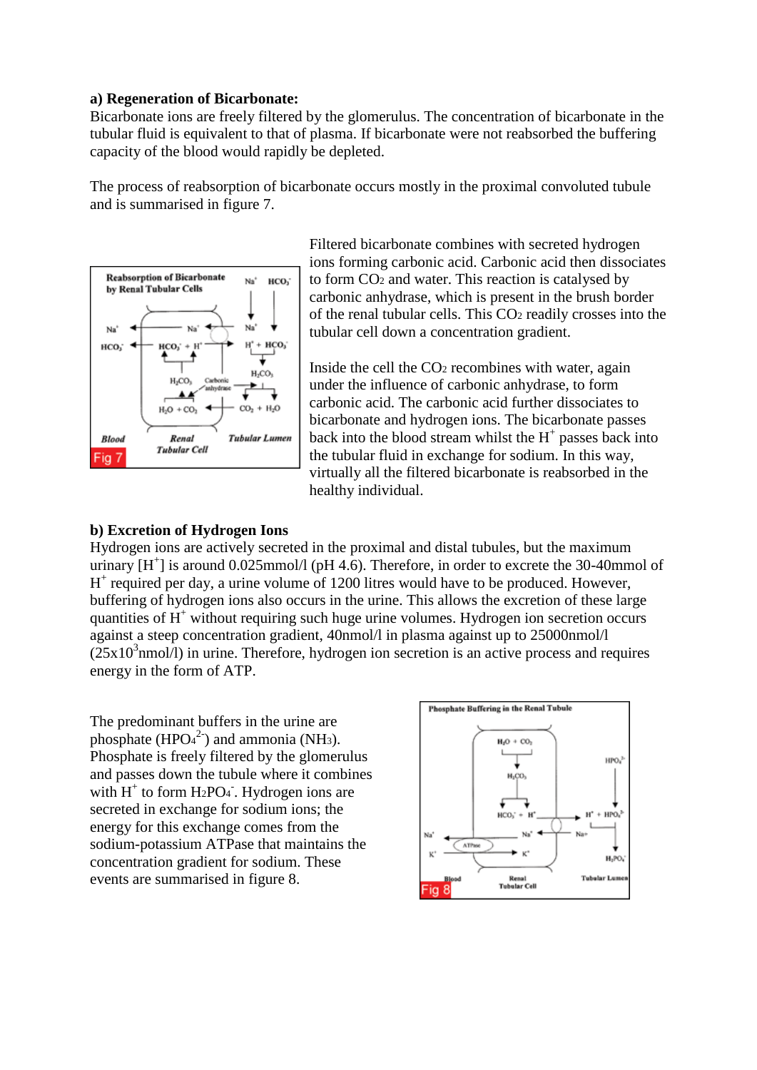**a) Regeneration of Bicarbonate:**
Bicarbonate ions are freely filtered by the glomerulus. The concentration of bicarbonate in the tubular fluid is equivalent to that of plasma. If bicarbonate were not reabsorbed the buffering capacity of the blood would rapidly be depleted.

The process of reabsorption of bicarbonate occurs mostly in the proximal convoluted tubule and is summarised in figure 7.

Filtered bicarbonate combines with secreted hydrogen ions forming carbonic acid. Carbonic acid then dissociates to form $CO_2$ and water. This reaction is catalysed by carbonic anhydrase, which is present in the brush border of the renal tubular cells. This $CO_2$ readily crosses into the tubular cell down a concentration gradient.

Inside the cell the $CO_2$ recombines with water, again under the influence of carbonic anhydrase, to form carbonic acid. The carbonic acid further dissociates to bicarbonate and hydrogen ions. The bicarbonate passes back into the blood stream whilst the $H^+$ passes back into the tubular fluid in exchange for sodium. In this way, virtually all the filtered bicarbonate is reabsorbed in the healthy individual.

**b) Excretion of Hydrogen Ions**
Hydrogen ions are actively secreted in the proximal and distal tubules, but the maximum urinary $[H^+]$ is around 0.025mmol/l (pH 4.6). Therefore, in order to excrete the 30-40mmol of $H^+$ required per day, a urine volume of 1200 litres would have to be produced. However, buffering of hydrogen ions also occurs in the urine. This allows the excretion of these large quantities of $H^+$ without requiring such huge urine volumes. Hydrogen ion secretion occurs against a steep concentration gradient, 40nmol/l in plasma against up to 25000nmol/l ($25 \times 10^3$nmol/l) in urine. Therefore, hydrogen ion secretion is an active process and requires energy in the form of ATP.

The predominant buffers in the urine are phosphate ($HPO_4^{2-}$) and ammonia ($NH_3$). Phosphate is freely filtered by the glomerulus and passes down the tubule where it combines with $H^+$ to form $H_2PO_4^-$. Hydrogen ions are secreted in exchange for sodium ions; the energy for this exchange comes from the sodium-potassium ATPase that maintains the concentration gradient for sodium. These events are summarised in figure 8.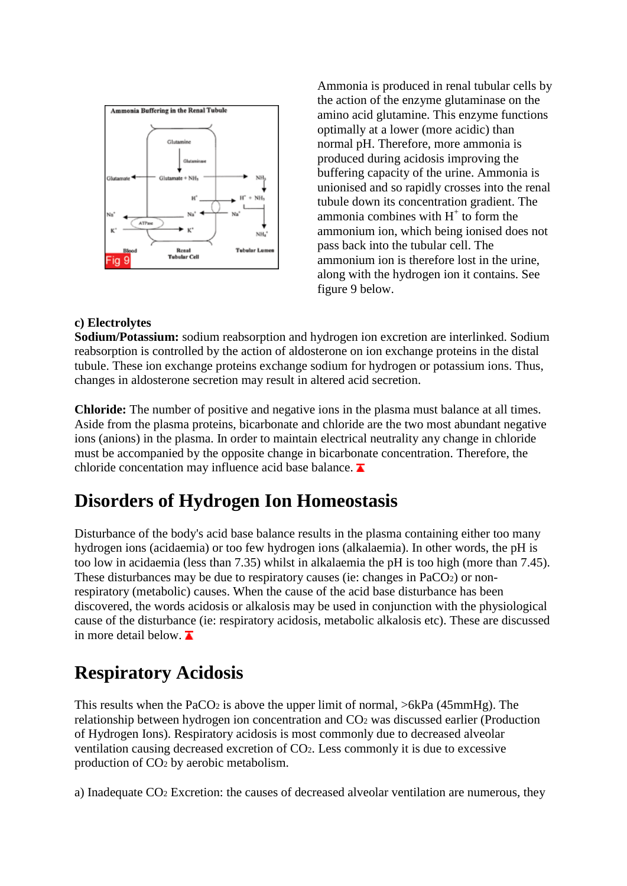Ammonia is produced in renal tubular cells by the action of the enzyme glutaminase on the amino acid glutamine. This enzyme functions optimally at a lower (more acidic) than normal pH. Therefore, more ammonia is produced during acidosis improving the buffering capacity of the urine. Ammonia is unionised and so rapidly crosses into the renal tubule down its concentration gradient. The ammonia combines with $H^+$ to form the ammonium ion, which being ionised does not pass back into the tubular cell. The ammonium ion is therefore lost in the urine, along with the hydrogen ion it contains. See figure 9 below.

**c) Electrolytes**

**Sodium/Potassium:** sodium reabsorption and hydrogen ion excretion are interlinked. Sodium reabsorption is controlled by the action of aldosterone on ion exchange proteins in the distal tubule. These ion exchange proteins exchange sodium for hydrogen or potassium ions. Thus, changes in aldosterone secretion may result in altered acid secretion.

**Chloride:** The number of positive and negative ions in the plasma must balance at all times. Aside from the plasma proteins, bicarbonate and chloride are the two most abundant negative ions (anions) in the plasma. In order to maintain electrical neutrality any change in chloride must be accompanied by the opposite change in bicarbonate concentration. Therefore, the chloride concentation may influence acid base balance.

## Disorders of Hydrogen Ion Homeostasis

Disturbance of the body's acid base balance results in the plasma containing either too many hydrogen ions (acidaemia) or too few hydrogen ions (alkalaemia). In other words, the pH is too low in acidaemia (less than 7.35) whilst in alkalaemia the pH is too high (more than 7.45). These disturbances may be due to respiratory causes (ie: changes in $PaCO_2$) or non-respiratory (metabolic) causes. When the cause of the acid base disturbance has been discovered, the words acidosis or alkalosis may be used in conjunction with the physiological cause of the disturbance (ie: respiratory acidosis, metabolic alkalosis etc). These are discussed in more detail below.

## Respiratory Acidosis

This results when the $PaCO_2$ is above the upper limit of normal, >6kPa (45mmHg). The relationship between hydrogen ion concentration and $CO_2$ was discussed earlier (Production of Hydrogen Ions). Respiratory acidosis is most commonly due to decreased alveolar ventilation causing decreased excretion of $CO_2$. Less commonly it is due to excessive production of $CO_2$ by aerobic metabolism.

a) Inadequate $CO_2$ Excretion: the causes of decreased alveolar ventilation are numerous, they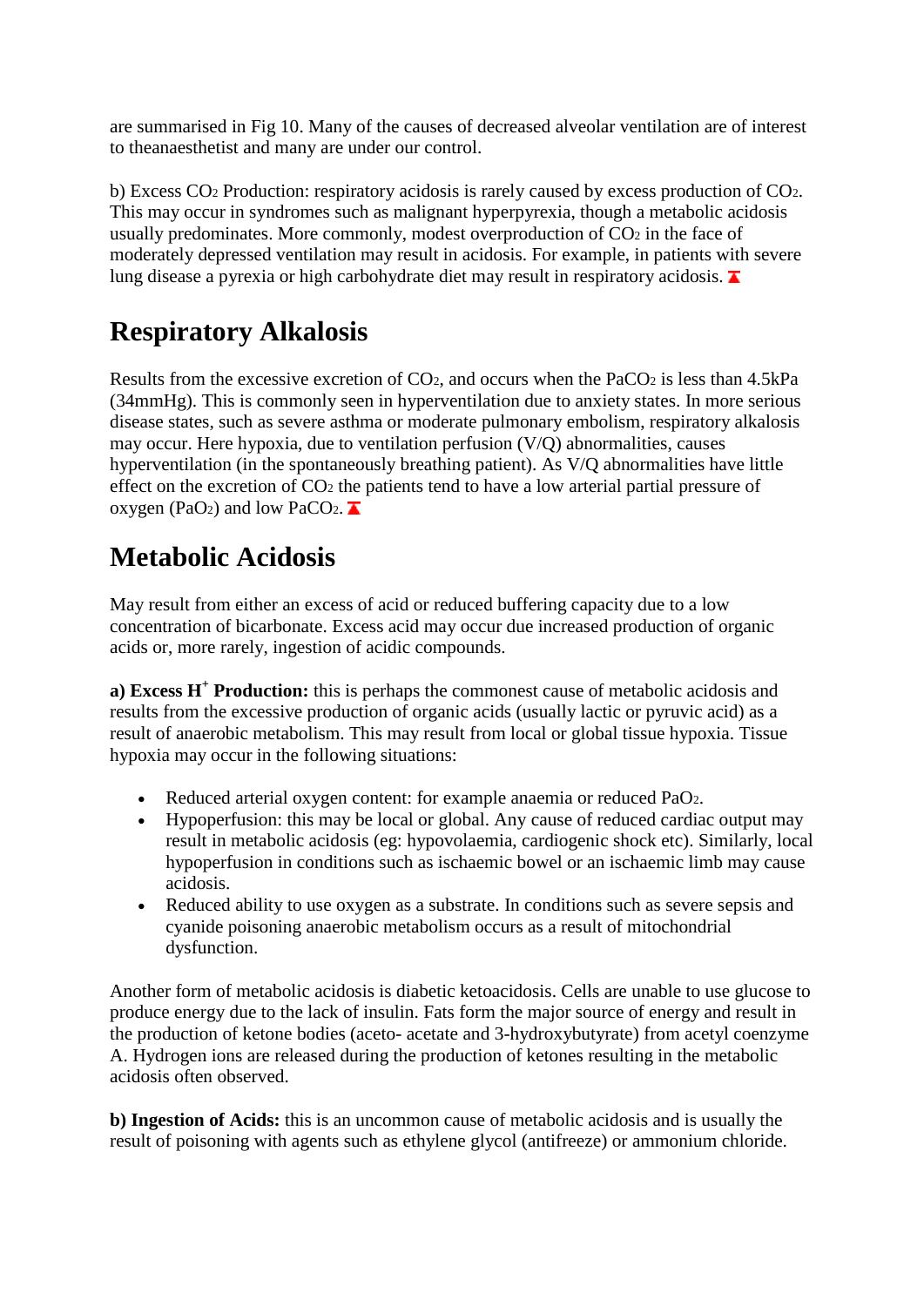are summarised in Fig 10. Many of the causes of decreased alveolar ventilation are of interest to theanaesthetist and many are under our control.

b) Excess $CO_2$ Production: respiratory acidosis is rarely caused by excess production of $CO_2$. This may occur in syndromes such as malignant hyperpyrexia, though a metabolic acidosis usually predominates. More commonly, modest overproduction of $CO_2$ in the face of moderately depressed ventilation may result in acidosis. For example, in patients with severe lung disease a pyrexia or high carbohydrate diet may result in respiratory acidosis.

## Respiratory Alkalosis

Results from the excessive excretion of $CO_2$, and occurs when the $PaCO_2$ is less than 4.5kPa (34mmHg). This is commonly seen in hyperventilation due to anxiety states. In more serious disease states, such as severe asthma or moderate pulmonary embolism, respiratory alkalosis may occur. Here hypoxia, due to ventilation perfusion (V/Q) abnormalities, causes hyperventilation (in the spontaneously breathing patient). As V/Q abnormalities have little effect on the excretion of $CO_2$ the patients tend to have a low arterial partial pressure of oxygen ($PaO_2$) and low $PaCO_2$.

## Metabolic Acidosis

May result from either an excess of acid or reduced buffering capacity due to a low concentration of bicarbonate. Excess acid may occur due increased production of organic acids or, more rarely, ingestion of acidic compounds.

**a) Excess $H^+$ Production:** this is perhaps the commonest cause of metabolic acidosis and results from the excessive production of organic acids (usually lactic or pyruvic acid) as a result of anaerobic metabolism. This may result from local or global tissue hypoxia. Tissue hypoxia may occur in the following situations:

- Reduced arterial oxygen content: for example anaemia or reduced $PaO_2$.
- Hypoperfusion: this may be local or global. Any cause of reduced cardiac output may result in metabolic acidosis (eg: hypovolaemia, cardiogenic shock etc). Similarly, local hypoperfusion in conditions such as ischaemic bowel or an ischaemic limb may cause acidosis.
- Reduced ability to use oxygen as a substrate. In conditions such as severe sepsis and cyanide poisoning anaerobic metabolism occurs as a result of mitochondrial dysfunction.

Another form of metabolic acidosis is diabetic ketoacidosis. Cells are unable to use glucose to produce energy due to the lack of insulin. Fats form the major source of energy and result in the production of ketone bodies (aceto- acetate and 3-hydroxybutyrate) from acetyl coenzyme A. Hydrogen ions are released during the production of ketones resulting in the metabolic acidosis often observed.

**b) Ingestion of Acids:** this is an uncommon cause of metabolic acidosis and is usually the result of poisoning with agents such as ethylene glycol (antifreeze) or ammonium chloride.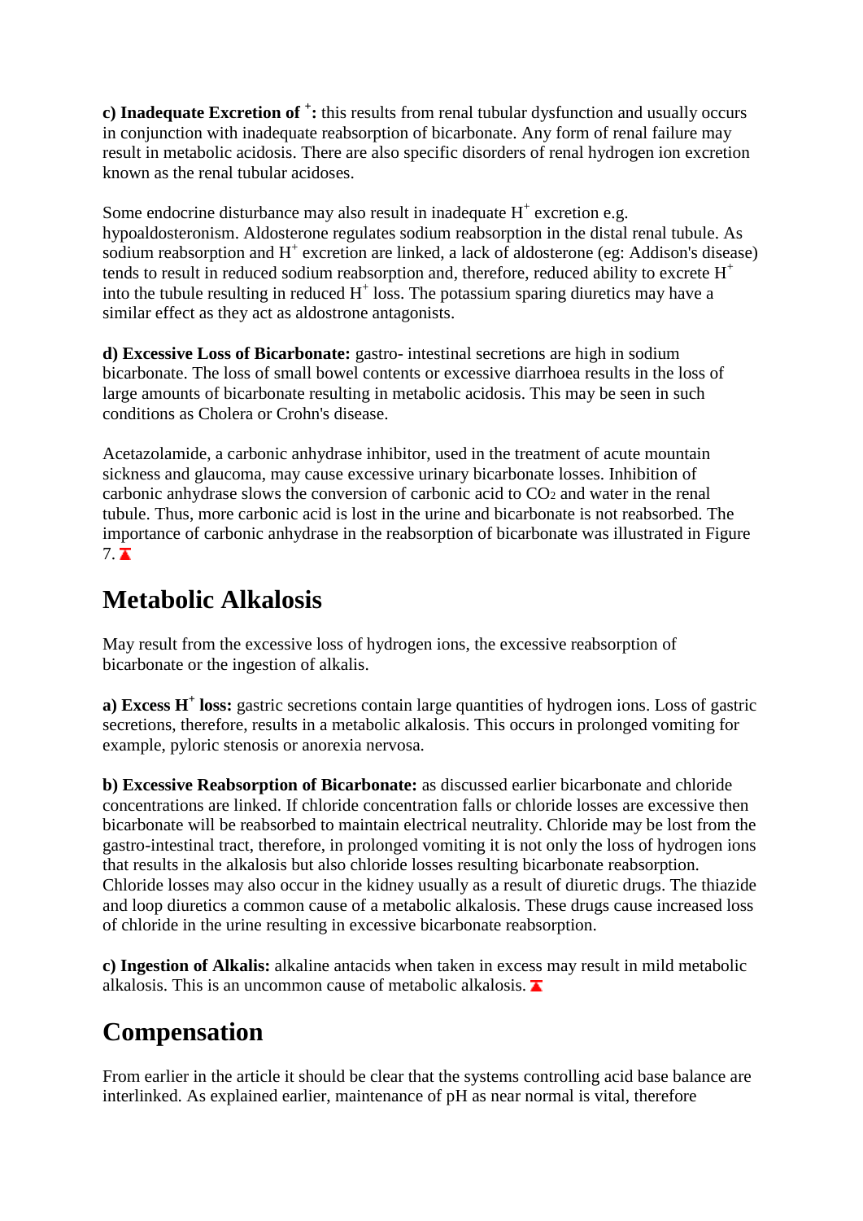**c) Inadequate Excretion of $^+$:** this results from renal tubular dysfunction and usually occurs in conjunction with inadequate reabsorption of bicarbonate. Any form of renal failure may result in metabolic acidosis. There are also specific disorders of renal hydrogen ion excretion known as the renal tubular acidoses.

Some endocrine disturbance may also result in inadequate $H^+$ excretion e.g. hypoaldosteronism. Aldosterone regulates sodium reabsorption in the distal renal tubule. As sodium reabsorption and $H^+$ excretion are linked, a lack of aldosterone (eg: Addison's disease) tends to result in reduced sodium reabsorption and, therefore, reduced ability to excrete $H^+$ into the tubule resulting in reduced $H^+$ loss. The potassium sparing diuretics may have a similar effect as they act as aldostrone antagonists.

**d) Excessive Loss of Bicarbonate:** gastro- intestinal secretions are high in sodium bicarbonate. The loss of small bowel contents or excessive diarrhoea results in the loss of large amounts of bicarbonate resulting in metabolic acidosis. This may be seen in such conditions as Cholera or Crohn's disease.

Acetazolamide, a carbonic anhydrase inhibitor, used in the treatment of acute mountain sickness and glaucoma, may cause excessive urinary bicarbonate losses. Inhibition of carbonic anhydrase slows the conversion of carbonic acid to $CO_2$ and water in the renal tubule. Thus, more carbonic acid is lost in the urine and bicarbonate is not reabsorbed. The importance of carbonic anhydrase in the reabsorption of bicarbonate was illustrated in Figure 7.

# Metabolic Alkalosis

May result from the excessive loss of hydrogen ions, the excessive reabsorption of bicarbonate or the ingestion of alkalis.

**a) Excess $H^+$ loss:** gastric secretions contain large quantities of hydrogen ions. Loss of gastric secretions, therefore, results in a metabolic alkalosis. This occurs in prolonged vomiting for example, pyloric stenosis or anorexia nervosa.

**b) Excessive Reabsorption of Bicarbonate:** as discussed earlier bicarbonate and chloride concentrations are linked. If chloride concentration falls or chloride losses are excessive then bicarbonate will be reabsorbed to maintain electrical neutrality. Chloride may be lost from the gastro-intestinal tract, therefore, in prolonged vomiting it is not only the loss of hydrogen ions that results in the alkalosis but also chloride losses resulting bicarbonate reabsorption. Chloride losses may also occur in the kidney usually as a result of diuretic drugs. The thiazide and loop diuretics a common cause of a metabolic alkalosis. These drugs cause increased loss of chloride in the urine resulting in excessive bicarbonate reabsorption.

**c) Ingestion of Alkalis:** alkaline antacids when taken in excess may result in mild metabolic alkalosis. This is an uncommon cause of metabolic alkalosis.

# Compensation

From earlier in the article it should be clear that the systems controlling acid base balance are interlinked. As explained earlier, maintenance of pH as near normal is vital, therefore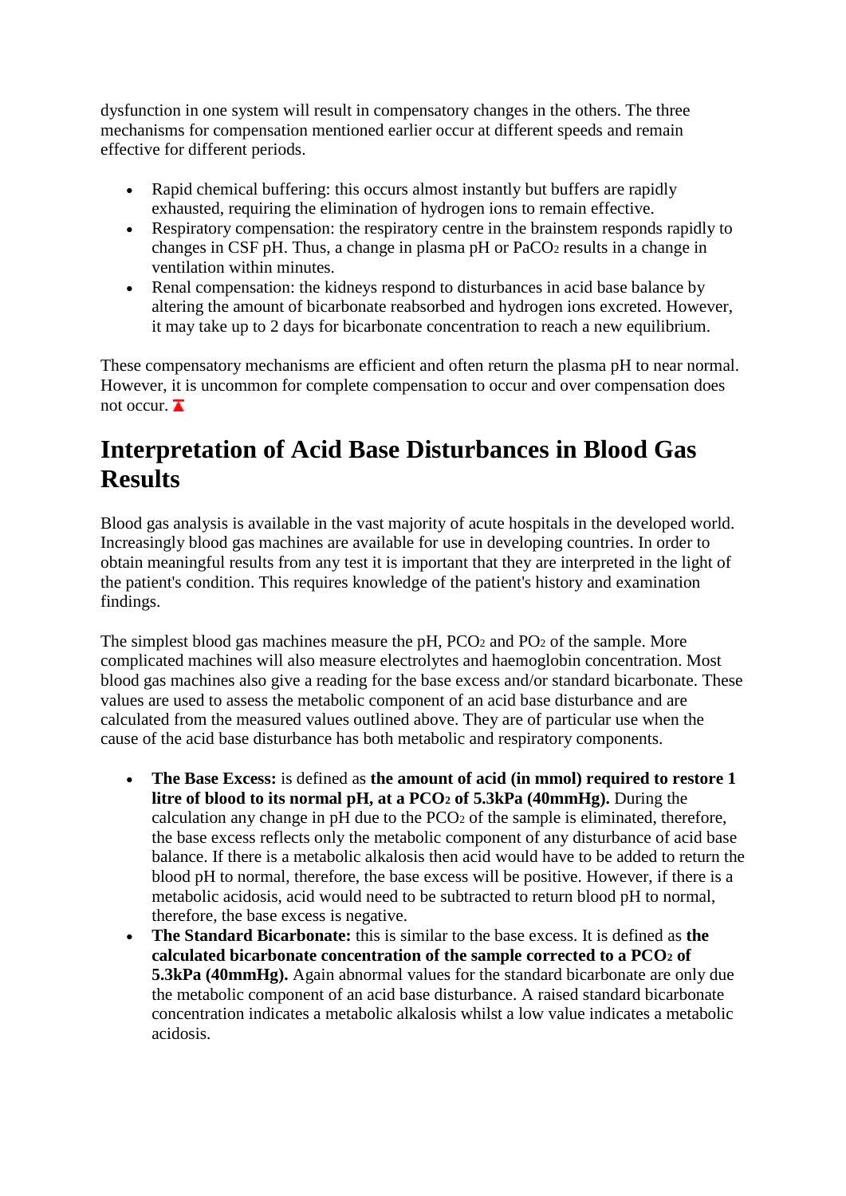dysfunction in one system will result in compensatory changes in the others. The three mechanisms for compensation mentioned earlier occur at different speeds and remain effective for different periods.

- Rapid chemical buffering: this occurs almost instantly but buffers are rapidly exhausted, requiring the elimination of hydrogen ions to remain effective.
- Respiratory compensation: the respiratory centre in the brainstem responds rapidly to changes in CSF pH. Thus, a change in plasma pH or $PaCO_2$ results in a change in ventilation within minutes.
- Renal compensation: the kidneys respond to disturbances in acid base balance by altering the amount of bicarbonate reabsorbed and hydrogen ions excreted. However, it may take up to 2 days for bicarbonate concentration to reach a new equilibrium.

These compensatory mechanisms are efficient and often return the plasma pH to near normal. However, it is uncommon for complete compensation to occur and over compensation does not occur.

# Interpretation of Acid Base Disturbances in Blood Gas Results

Blood gas analysis is available in the vast majority of acute hospitals in the developed world. Increasingly blood gas machines are available for use in developing countries. In order to obtain meaningful results from any test it is important that they are interpreted in the light of the patient's condition. This requires knowledge of the patient's history and examination findings.

The simplest blood gas machines measure the pH, $PCO_2$ and $PO_2$ of the sample. More complicated machines will also measure electrolytes and haemoglobin concentration. Most blood gas machines also give a reading for the base excess and/or standard bicarbonate. These values are used to assess the metabolic component of an acid base disturbance and are calculated from the measured values outlined above. They are of particular use when the cause of the acid base disturbance has both metabolic and respiratory components.

- **The Base Excess:** is defined as **the amount of acid (in mmol) required to restore 1 litre of blood to its normal pH, at a $PCO_2$ of 5.3kPa (40mmHg).** During the calculation any change in pH due to the $PCO_2$ of the sample is eliminated, therefore, the base excess reflects only the metabolic component of any disturbance of acid base balance. If there is a metabolic alkalosis then acid would have to be added to return the blood pH to normal, therefore, the base excess will be positive. However, if there is a metabolic acidosis, acid would need to be subtracted to return blood pH to normal, therefore, the base excess is negative.
- **The Standard Bicarbonate:** this is similar to the base excess. It is defined as **the calculated bicarbonate concentration of the sample corrected to a $PCO_2$ of 5.3kPa (40mmHg).** Again abnormal values for the standard bicarbonate are only due the metabolic component of an acid base disturbance. A raised standard bicarbonate concentration indicates a metabolic alkalosis whilst a low value indicates a metabolic acidosis.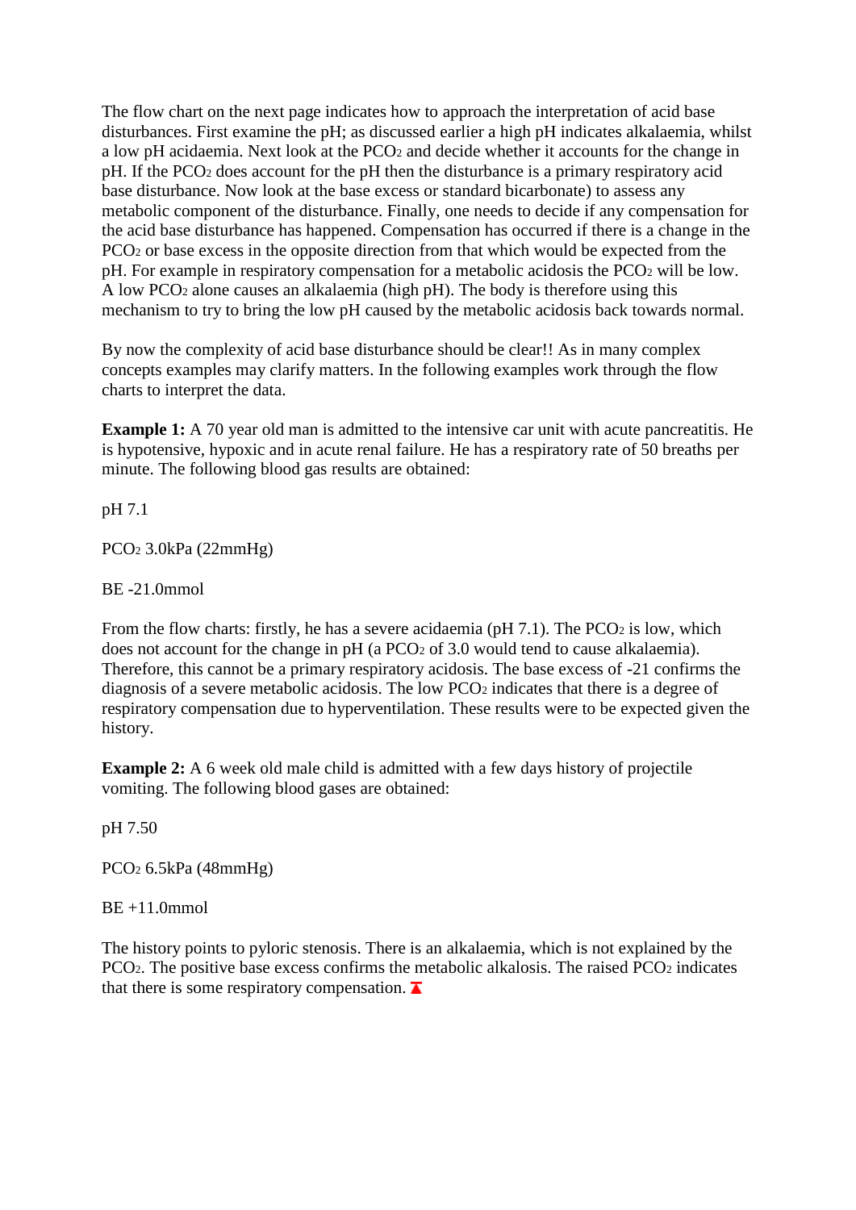The flow chart on the next page indicates how to approach the interpretation of acid base disturbances. First examine the pH; as discussed earlier a high pH indicates alkalaemia, whilst a low pH acidaemia. Next look at the $PCO_2$ and decide whether it accounts for the change in pH. If the $PCO_2$ does account for the pH then the disturbance is a primary respiratory acid base disturbance. Now look at the base excess or standard bicarbonate) to assess any metabolic component of the disturbance. Finally, one needs to decide if any compensation for the acid base disturbance has happened. Compensation has occurred if there is a change in the $PCO_2$ or base excess in the opposite direction from that which would be expected from the pH. For example in respiratory compensation for a metabolic acidosis the $PCO_2$ will be low. A low $PCO_2$ alone causes an alkalaemia (high pH). The body is therefore using this mechanism to try to bring the low pH caused by the metabolic acidosis back towards normal.

By now the complexity of acid base disturbance should be clear!! As in many complex concepts examples may clarify matters. In the following examples work through the flow charts to interpret the data.

**Example 1:** A 70 year old man is admitted to the intensive car unit with acute pancreatitis. He is hypotensive, hypoxic and in acute renal failure. He has a respiratory rate of 50 breaths per minute. The following blood gas results are obtained:

pH 7.1

$PCO_2$ 3.0kPa (22mmHg)

BE -21.0mmol

From the flow charts: firstly, he has a severe acidaemia (pH 7.1). The $PCO_2$ is low, which does not account for the change in pH (a $PCO_2$ of 3.0 would tend to cause alkalaemia). Therefore, this cannot be a primary respiratory acidosis. The base excess of -21 confirms the diagnosis of a severe metabolic acidosis. The low $PCO_2$ indicates that there is a degree of respiratory compensation due to hyperventilation. These results were to be expected given the history.

**Example 2:** A 6 week old male child is admitted with a few days history of projectile vomiting. The following blood gases are obtained:

pH 7.50

$PCO_2$ 6.5kPa (48mmHg)

BE +11.0mmol

The history points to pyloric stenosis. There is an alkalaemia, which is not explained by the $PCO_2$. The positive base excess confirms the metabolic alkalosis. The raised $PCO_2$ indicates that there is some respiratory compensation.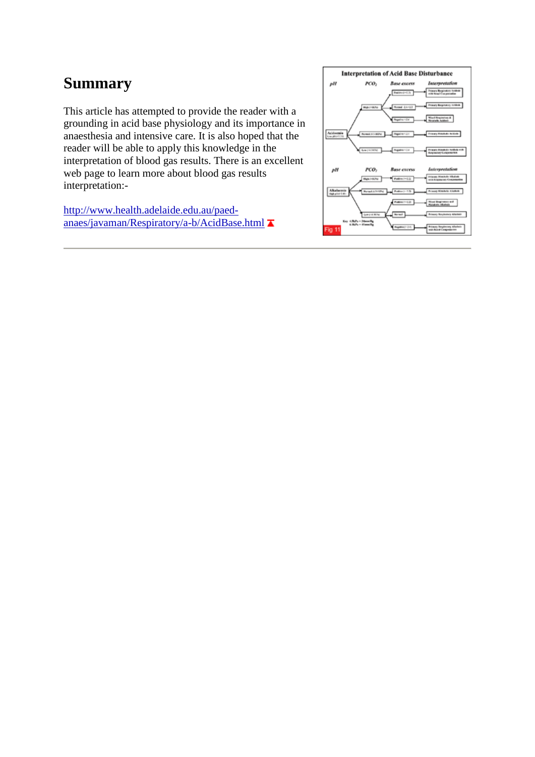## Summary

This article has attempted to provide the reader with a grounding in acid base physiology and its importance in anaesthesia and intensive care. It is also hoped that the reader will be able to apply this knowledge in the interpretation of blood gas results. There is an excellent web page to learn more about blood gas results interpretation:-

http://www.health.adelaide.edu.au/paed-anaes/javaman/Respiratory/a-b/AcidBase.html

Interpretation of Acid Base Disturbance

pH

$PCO_2$

Base excess

Interpretation

Acidaemia

Alkalaemia

Fig 11